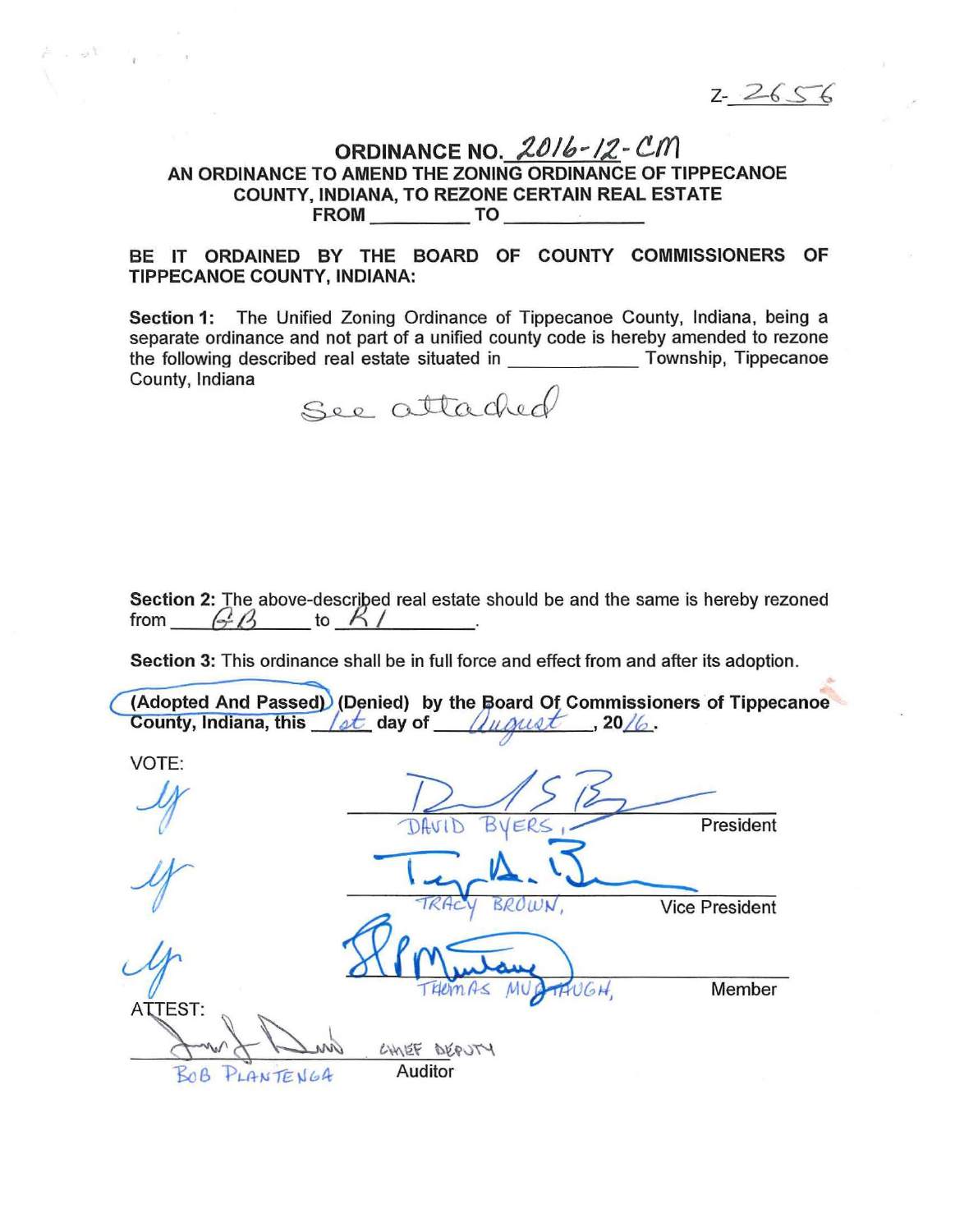Z-2656

# ORDINANCE NO. 2016-12-CM

## AN ORDINANCE TO AMEND THE ZONING ORDINANCE OF TIPPECANOE COUNTY, INDIANA, TO REZONE CERTAIN REAL ESTATE FROM \_\_\_\_\_\_\_\_ TO \_\_\_\_\_\_\_\_

**BE IT ORDAINED BY THE BOARD OF COUNTY COMMISSIONERS OF TIPPECANOE COUNTY, INDIANA:**

**Section 1:** The Unified Zoning Ordinance of Tippecanoe County, Indiana, being a separate ordinance and not part of a unified county code is hereby amended to rezone the following described real estate situated in \_\_\_\_\_\_\_\_\_\_\_\_ Township, Tippecanoe County, Indiana

See attached

**Section 2:** The above-described real estate should be and the same is hereby rezoned from GB to R1.

**Section 3:** This ordinance shall be in full force and effect from and after its adoption.

**(Adopted And Passed)** (Denied) by the Board Of Commissioners of Tippecanoe County, Indiana, this 1st day of August, 2016.

VOTE:

| Vote | Signature | Title |
|---|---|---|
| y | DAVID BYERS | President |
| y | TRACY BROWN | Vice President |
| y | THOMAS MURTAUGH | Member |

ATTEST:

BOB PLANTENGA, CHIEF DEPUTY Auditor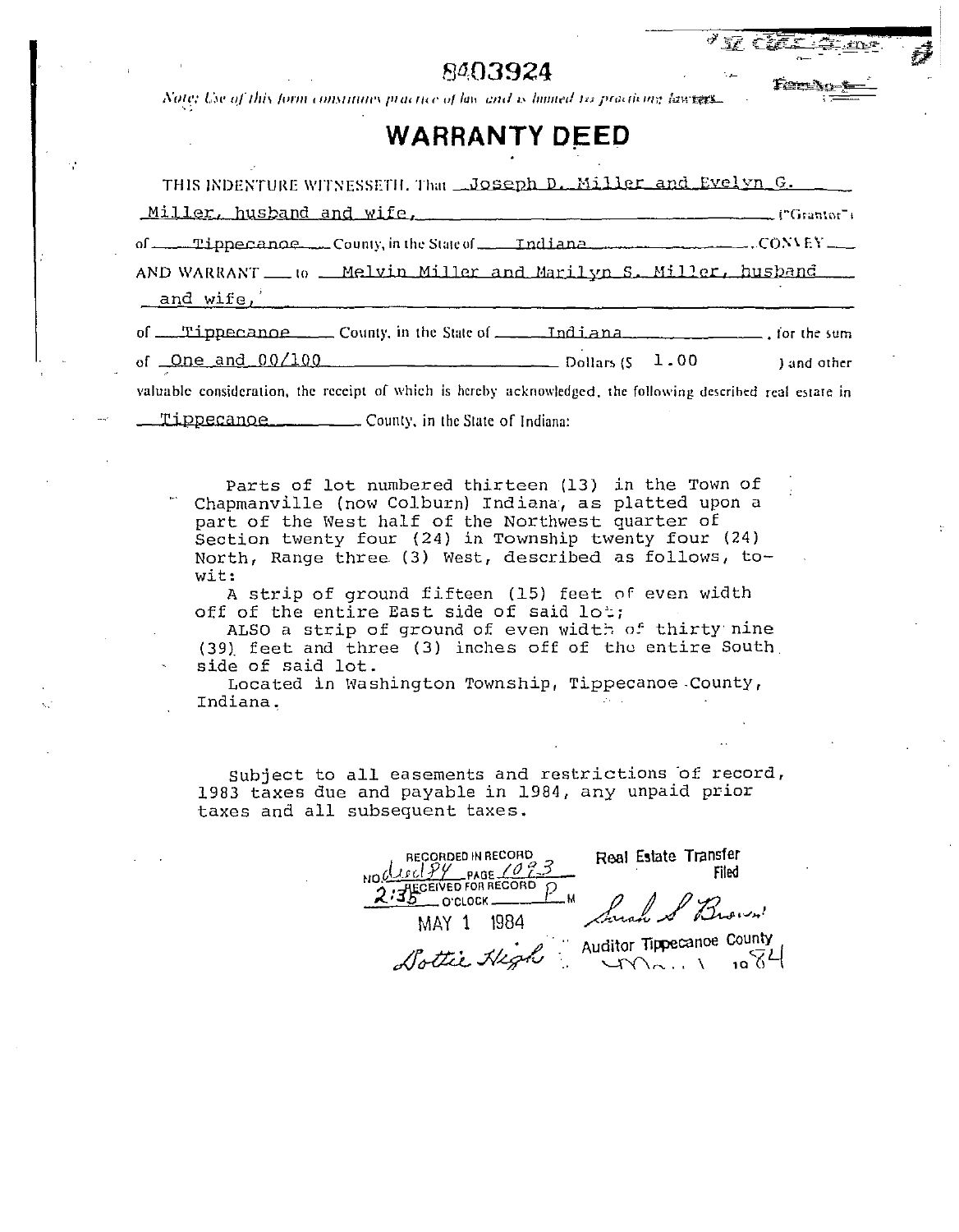8403924

*Note: Use of this form constitutes practice of law and is limited to practicing lawyers.*

# WARRANTY DEED

THIS INDENTURE WITNESSETH, That Joseph D. Miller and Evelyn G. Miller, husband and wife, ("Grantor") of Tippecanoe County, in the State of Indiana CONVEY AND WARRANT to Melvin Miller and Marilyn S. Miller, husband and wife, of Tippecanoe County, in the State of Indiana, for the sum of One and 00/100 Dollars ($ 1.00 ) and other valuable consideration, the receipt of which is hereby acknowledged, the following described real estate in Tippecanoe County, in the State of Indiana:

Parts of lot numbered thirteen (13) in the Town of Chapmanville (now Colburn) Indiana, as platted upon a part of the West half of the Northwest quarter of Section twenty four (24) in Township twenty four (24) North, Range three (3) West, described as follows, to-wit:

A strip of ground fifteen (15) feet of even width off of the entire East side of said lot;

ALSO a strip of ground of even width of thirty nine (39) feet and three (3) inches off of the entire South side of said lot.

Located in Washington Township, Tippecanoe County, Indiana.

Subject to all easements and restrictions of record, 1983 taxes due and payable in 1984, any unpaid prior taxes and all subsequent taxes.

RECORDED IN RECORD NO. deed 84 PAGE 1093
RECEIVED FOR RECORD 2:35 O'CLOCK P M
MAY 1 1984
Dottie High

Real Estate Transfer Filed
Sarah S Brown
Auditor Tippecanoe County
May 1 1984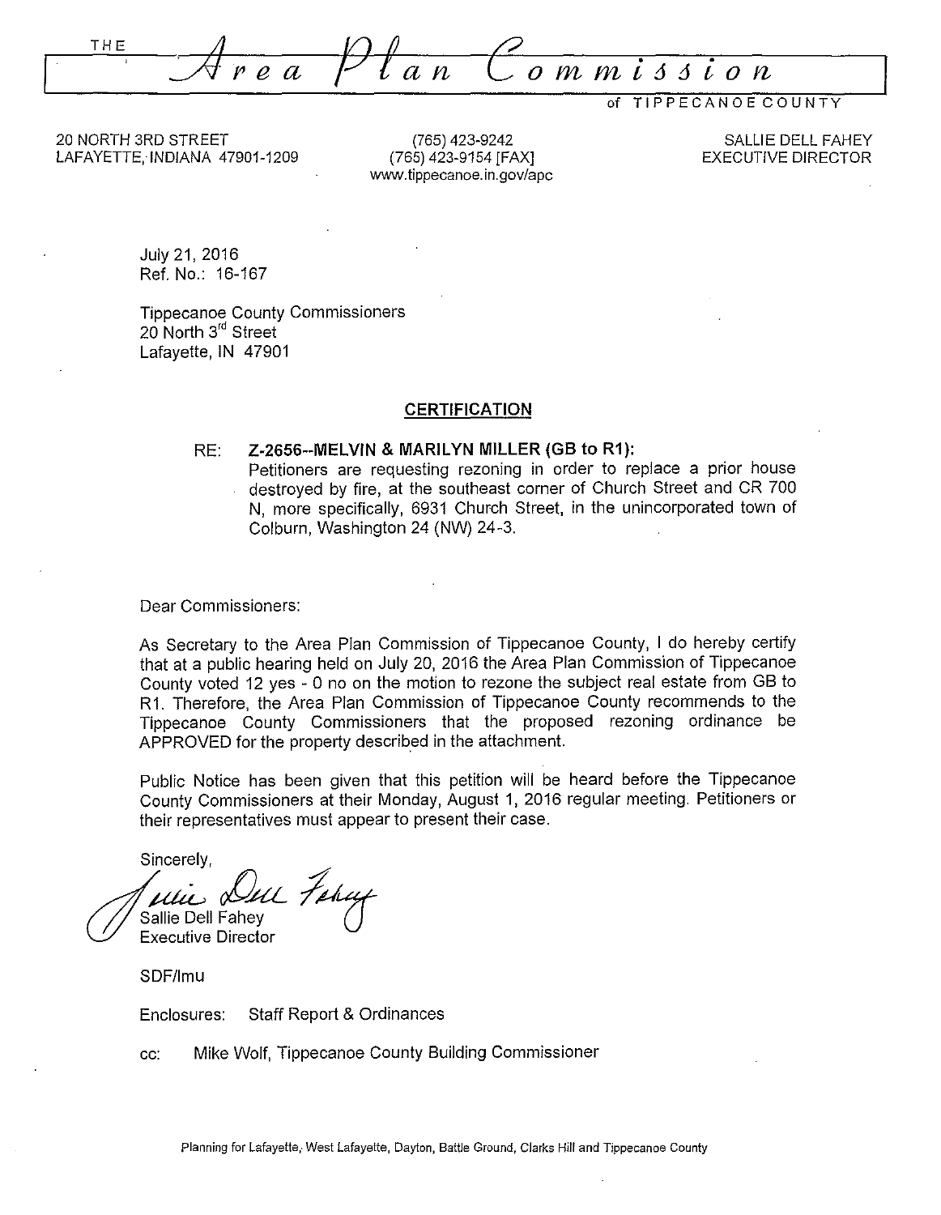THE *Area Plan Commission*

of TIPPECANOE COUNTY

20 NORTH 3RD STREET
LAFAYETTE, INDIANA 47901-1209

(765) 423-9242
(765) 423-9154 [FAX]
www.tippecanoe.in.gov/apc

SALLIE DELL FAHEY
EXECUTIVE DIRECTOR

July 21, 2016
Ref. No.: 16-167

Tippecanoe County Commissioners
20 North 3rd Street
Lafayette, IN 47901

## CERTIFICATION

RE: **Z-2656--MELVIN & MARILYN MILLER (GB to R1):**
Petitioners are requesting rezoning in order to replace a prior house destroyed by fire, at the southeast corner of Church Street and CR 700 N, more specifically, 6931 Church Street, in the unincorporated town of Colburn, Washington 24 (NW) 24-3.

Dear Commissioners:

As Secretary to the Area Plan Commission of Tippecanoe County, I do hereby certify that at a public hearing held on July 20, 2016 the Area Plan Commission of Tippecanoe County voted 12 yes - 0 no on the motion to rezone the subject real estate from GB to R1. Therefore, the Area Plan Commission of Tippecanoe County recommends to the Tippecanoe County Commissioners that the proposed rezoning ordinance be APPROVED for the property described in the attachment.

Public Notice has been given that this petition will be heard before the Tippecanoe County Commissioners at their Monday, August 1, 2016 regular meeting. Petitioners or their representatives must appear to present their case.

Sincerely,

Sallie Dell Fahey
Executive Director

SDF/lmu

Enclosures: Staff Report & Ordinances

cc: Mike Wolf, Tippecanoe County Building Commissioner

Planning for Lafayette, West Lafayette, Dayton, Battle Ground, Clarks Hill and Tippecanoe County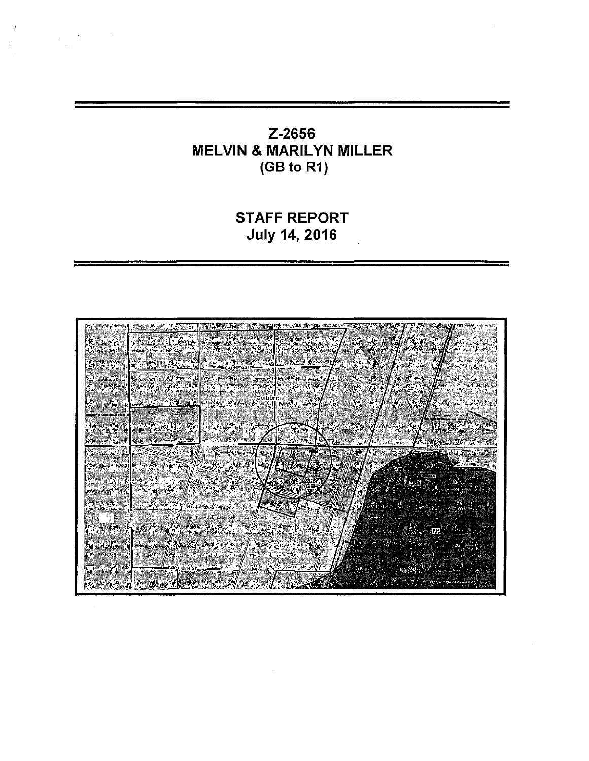# Z-2656
# MELVIN & MARILYN MILLER
# (GB to R1)

## STAFF REPORT
## July 14, 2016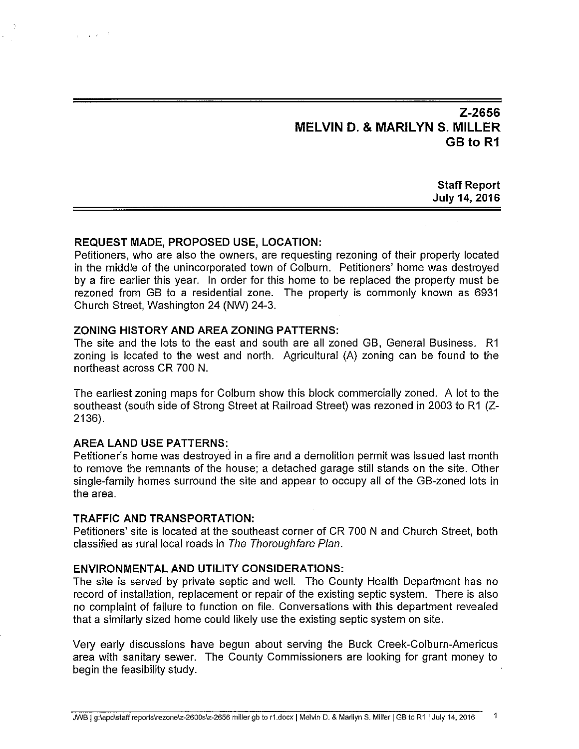# Z-2656
# MELVIN D. & MARILYN S. MILLER
# GB to R1

**Staff Report**
**July 14, 2016**

## REQUEST MADE, PROPOSED USE, LOCATION:

Petitioners, who are also the owners, are requesting rezoning of their property located in the middle of the unincorporated town of Colburn. Petitioners' home was destroyed by a fire earlier this year. In order for this home to be replaced the property must be rezoned from GB to a residential zone. The property is commonly known as 6931 Church Street, Washington 24 (NW) 24-3.

## ZONING HISTORY AND AREA ZONING PATTERNS:

The site and the lots to the east and south are all zoned GB, General Business. R1 zoning is located to the west and north. Agricultural (A) zoning can be found to the northeast across CR 700 N.

The earliest zoning maps for Colburn show this block commercially zoned. A lot to the southeast (south side of Strong Street at Railroad Street) was rezoned in 2003 to R1 (Z-2136).

## AREA LAND USE PATTERNS:

Petitioner's home was destroyed in a fire and a demolition permit was issued last month to remove the remnants of the house; a detached garage still stands on the site. Other single-family homes surround the site and appear to occupy all of the GB-zoned lots in the area.

## TRAFFIC AND TRANSPORTATION:

Petitioners' site is located at the southeast corner of CR 700 N and Church Street, both classified as rural local roads in *The Thoroughfare Plan*.

## ENVIRONMENTAL AND UTILITY CONSIDERATIONS:

The site is served by private septic and well. The County Health Department has no record of installation, replacement or repair of the existing septic system. There is also no complaint of failure to function on file. Conversations with this department revealed that a similarly sized home could likely use the existing septic system on site.

Very early discussions have begun about serving the Buck Creek-Colburn-Americus area with sanitary sewer. The County Commissioners are looking for grant money to begin the feasibility study.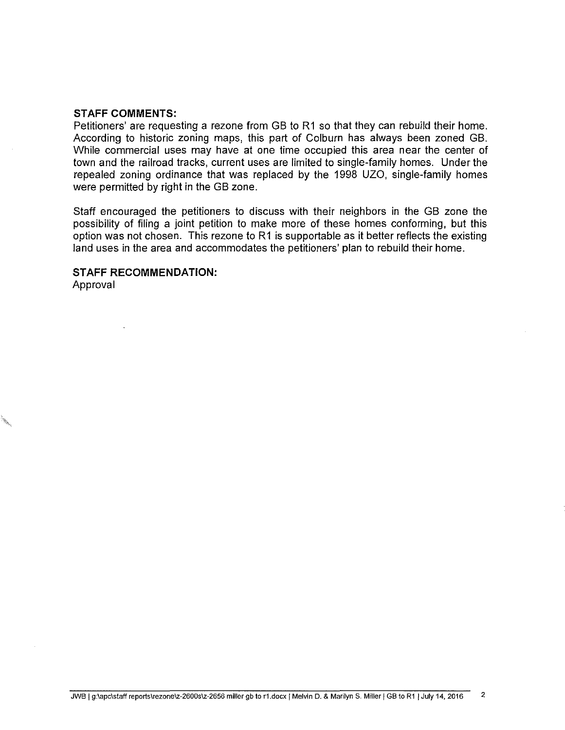**STAFF COMMENTS:**
Petitioners' are requesting a rezone from GB to R1 so that they can rebuild their home. According to historic zoning maps, this part of Colburn has always been zoned GB. While commercial uses may have at one time occupied this area near the center of town and the railroad tracks, current uses are limited to single-family homes. Under the repealed zoning ordinance that was replaced by the 1998 UZO, single-family homes were permitted by right in the GB zone.

Staff encouraged the petitioners to discuss with their neighbors in the GB zone the possibility of filing a joint petition to make more of these homes conforming, but this option was not chosen. This rezone to R1 is supportable as it better reflects the existing land uses in the area and accommodates the petitioners' plan to rebuild their home.

**STAFF RECOMMENDATION:**
Approval